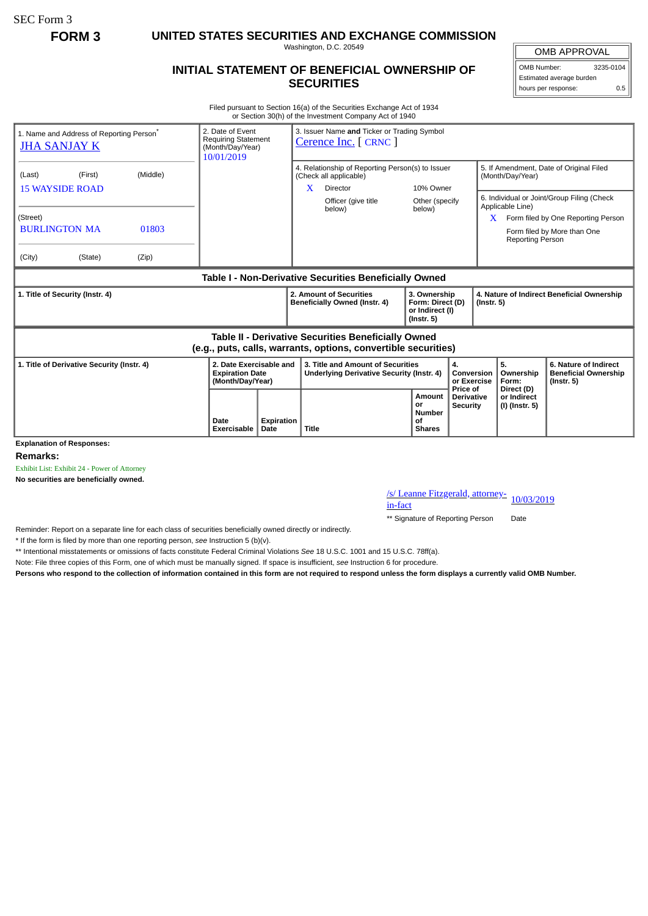SEC Form 3

**FORM 3**

# UNITED STATES SECURITIES AND EXCHANGE COMMISSION

Washington, D.C. 20549

## INITIAL STATEMENT OF BENEFICIAL OWNERSHIP OF SECURITIES

| OMB APPROVAL | |
|---|---|
| OMB Number: | 3235-0104 |
| Estimated average burden | |
| hours per response: | 0.5 |

Filed pursuant to Section 16(a) of the Securities Exchange Act of 1934
or Section 30(h) of the Investment Company Act of 1940

| 1. Name and Address of Reporting Person* | 2. Date of Event Requiring Statement (Month/Day/Year) | 3. Issuer Name **and** Ticker or Trading Symbol |
|---|---|---|
| JHA SANJAY K | 10/01/2019 | Cerence Inc. [ CRNC ] |
| (Last) (First) (Middle)<br>15 WAYSIDE ROAD | | 4. Relationship of Reporting Person(s) to Issuer (Check all applicable)<br>X Director<br>10% Owner<br>Officer (give title below)<br>Other (specify below) |
| (Street)<br>BURLINGTON MA 01803 | | 5. If Amendment, Date of Original Filed (Month/Day/Year) |
| (City) (State) (Zip) | | 6. Individual or Joint/Group Filing (Check Applicable Line)<br>X Form filed by One Reporting Person<br>Form filed by More than One Reporting Person |

### Table I - Non-Derivative Securities Beneficially Owned

| 1. Title of Security (Instr. 4) | 2. Amount of Securities Beneficially Owned (Instr. 4) | 3. Ownership Form: Direct (D) or Indirect (I) (Instr. 5) | 4. Nature of Indirect Beneficial Ownership (Instr. 5) |
|---|---|---|---|

### Table II - Derivative Securities Beneficially Owned (e.g., puts, calls, warrants, options, convertible securities)

| 1. Title of Derivative Security (Instr. 4) | 2. Date Exercisable and Expiration Date (Month/Day/Year) | | 3. Title and Amount of Securities Underlying Derivative Security (Instr. 4) | | 4. Conversion or Exercise Price of Derivative Security | 5. Ownership Form: Direct (D) or Indirect (I) (Instr. 5) | 6. Nature of Indirect Beneficial Ownership (Instr. 5) |
|---|---|---|---|---|---|---|---|
| | Date Exercisable | Expiration Date | Title | Amount or Number of Shares | | | |

**Explanation of Responses:**

**Remarks:**

Exhibit List: Exhibit 24 - Power of Attorney

**No securities are beneficially owned.**

/s/ Leanne Fitzgerald, attorney-in-fact — 10/03/2019

** Signature of Reporting Person — Date

Reminder: Report on a separate line for each class of securities beneficially owned directly or indirectly.

* If the form is filed by more than one reporting person, *see* Instruction 5 (b)(v).

** Intentional misstatements or omissions of facts constitute Federal Criminal Violations *See* 18 U.S.C. 1001 and 15 U.S.C. 78ff(a).

Note: File three copies of this Form, one of which must be manually signed. If space is insufficient, *see* Instruction 6 for procedure.

**Persons who respond to the collection of information contained in this form are not required to respond unless the form displays a currently valid OMB Number.**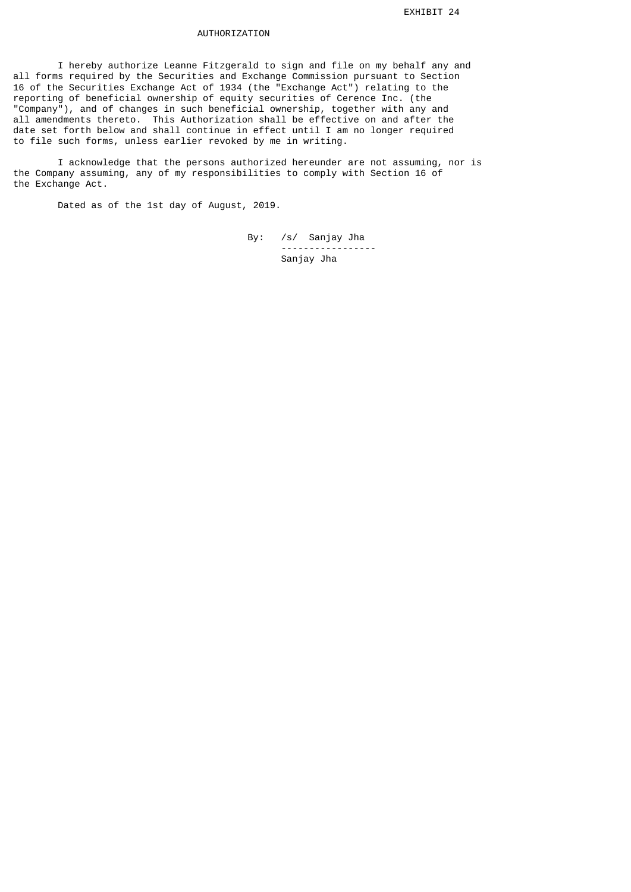EXHIBIT 24

# AUTHORIZATION

I hereby authorize Leanne Fitzgerald to sign and file on my behalf any and all forms required by the Securities and Exchange Commission pursuant to Section 16 of the Securities Exchange Act of 1934 (the "Exchange Act") relating to the reporting of beneficial ownership of equity securities of Cerence Inc. (the "Company"), and of changes in such beneficial ownership, together with any and all amendments thereto. This Authorization shall be effective on and after the date set forth below and shall continue in effect until I am no longer required to file such forms, unless earlier revoked by me in writing.

I acknowledge that the persons authorized hereunder are not assuming, nor is the Company assuming, any of my responsibilities to comply with Section 16 of the Exchange Act.

Dated as of the 1st day of August, 2019.

By: /s/ Sanjay Jha

Sanjay Jha